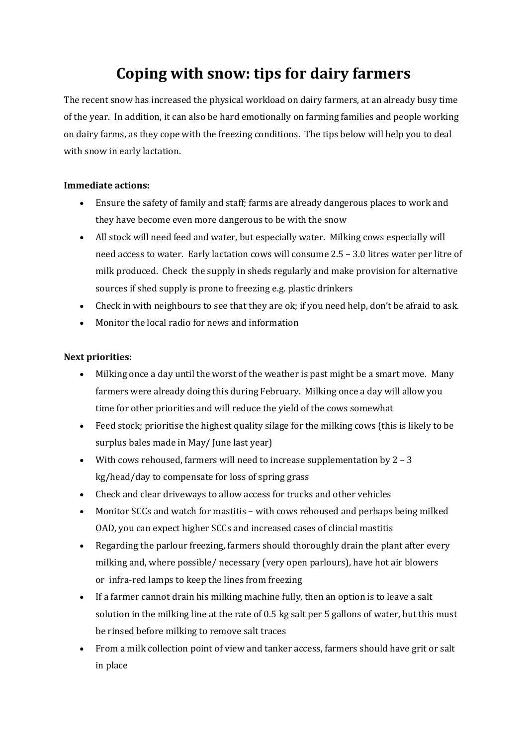# Coping with snow: tips for dairy farmers

The recent snow has increased the physical workload on dairy farmers, at an already busy time of the year. In addition, it can also be hard emotionally on farming families and people working on dairy farms, as they cope with the freezing conditions. The tips below will help you to deal with snow in early lactation.

**Immediate actions:**

- Ensure the safety of family and staff; farms are already dangerous places to work and they have become even more dangerous to be with the snow
- All stock will need feed and water, but especially water. Milking cows especially will need access to water. Early lactation cows will consume 2.5 – 3.0 litres water per litre of milk produced. Check the supply in sheds regularly and make provision for alternative sources if shed supply is prone to freezing e.g. plastic drinkers
- Check in with neighbours to see that they are ok; if you need help, don't be afraid to ask.
- Monitor the local radio for news and information

**Next priorities:**

- Milking once a day until the worst of the weather is past might be a smart move. Many farmers were already doing this during February. Milking once a day will allow you time for other priorities and will reduce the yield of the cows somewhat
- Feed stock; prioritise the highest quality silage for the milking cows (this is likely to be surplus bales made in May/ June last year)
- With cows rehoused, farmers will need to increase supplementation by 2 – 3 kg/head/day to compensate for loss of spring grass
- Check and clear driveways to allow access for trucks and other vehicles
- Monitor SCCs and watch for mastitis – with cows rehoused and perhaps being milked OAD, you can expect higher SCCs and increased cases of clincial mastitis
- Regarding the parlour freezing, farmers should thoroughly drain the plant after every milking and, where possible/ necessary (very open parlours), have hot air blowers or infra-red lamps to keep the lines from freezing
- If a farmer cannot drain his milking machine fully, then an option is to leave a salt solution in the milking line at the rate of 0.5 kg salt per 5 gallons of water, but this must be rinsed before milking to remove salt traces
- From a milk collection point of view and tanker access, farmers should have grit or salt in place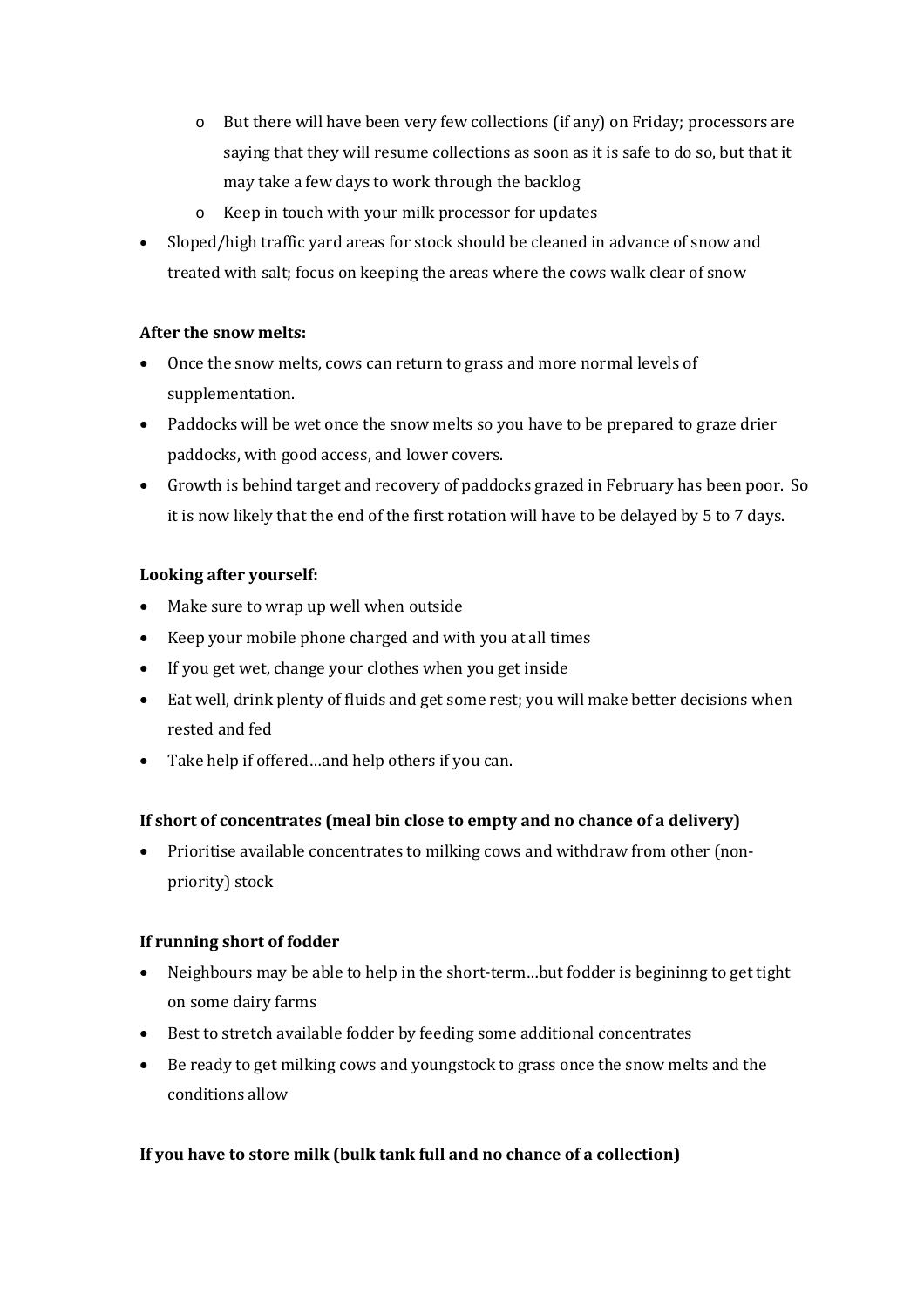- But there will have been very few collections (if any) on Friday; processors are saying that they will resume collections as soon as it is safe to do so, but that it may take a few days to work through the backlog
  - Keep in touch with your milk processor for updates
- Sloped/high traffic yard areas for stock should be cleaned in advance of snow and treated with salt; focus on keeping the areas where the cows walk clear of snow

**After the snow melts:**

- Once the snow melts, cows can return to grass and more normal levels of supplementation.
- Paddocks will be wet once the snow melts so you have to be prepared to graze drier paddocks, with good access, and lower covers.
- Growth is behind target and recovery of paddocks grazed in February has been poor. So it is now likely that the end of the first rotation will have to be delayed by 5 to 7 days.

**Looking after yourself:**

- Make sure to wrap up well when outside
- Keep your mobile phone charged and with you at all times
- If you get wet, change your clothes when you get inside
- Eat well, drink plenty of fluids and get some rest; you will make better decisions when rested and fed
- Take help if offered…and help others if you can.

**If short of concentrates (meal bin close to empty and no chance of a delivery)**

- Prioritise available concentrates to milking cows and withdraw from other (non-priority) stock

**If running short of fodder**

- Neighbours may be able to help in the short-term…but fodder is begininng to get tight on some dairy farms
- Best to stretch available fodder by feeding some additional concentrates
- Be ready to get milking cows and youngstock to grass once the snow melts and the conditions allow

**If you have to store milk (bulk tank full and no chance of a collection)**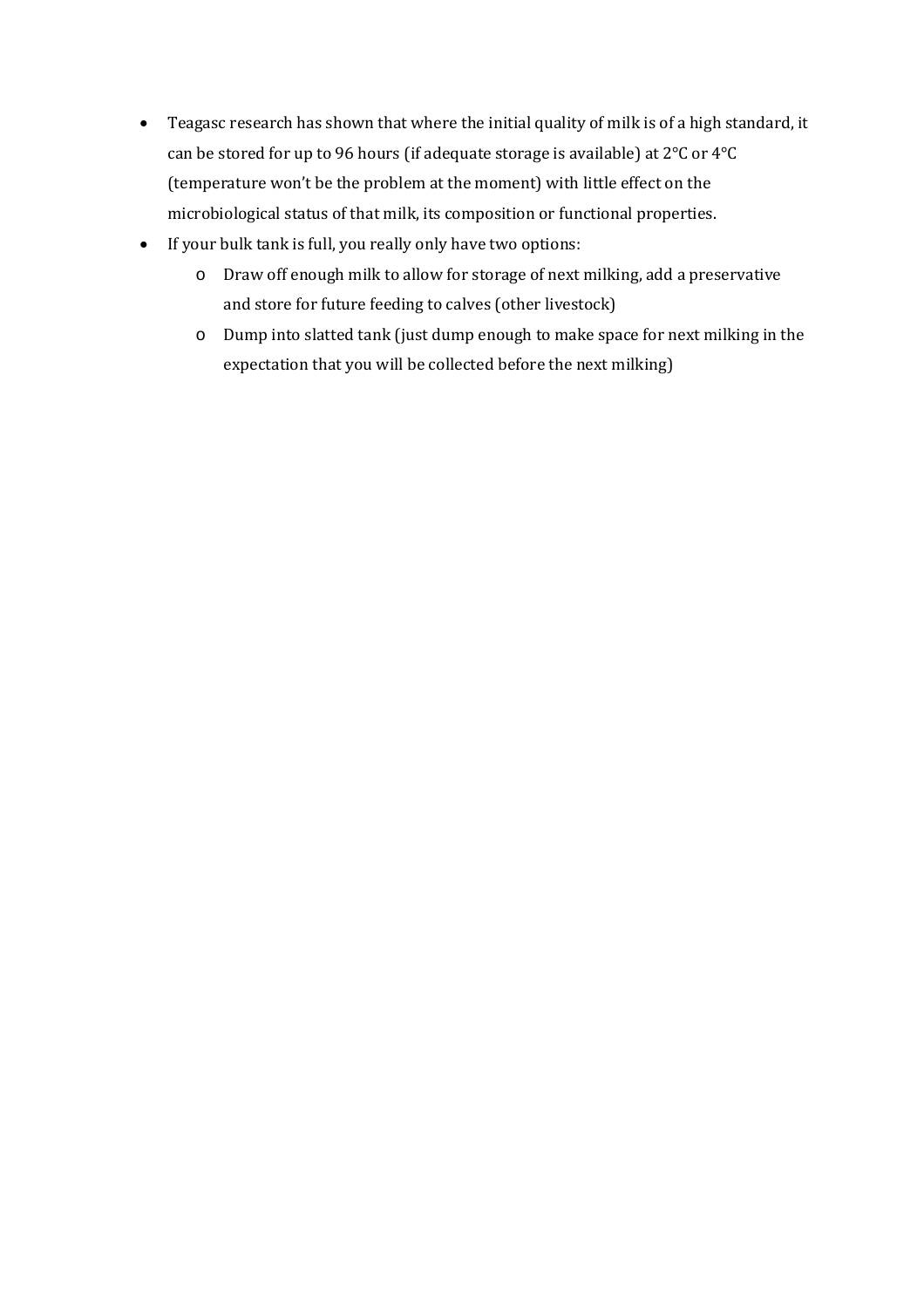- Teagasc research has shown that where the initial quality of milk is of a high standard, it can be stored for up to 96 hours (if adequate storage is available) at 2°C or 4°C (temperature won't be the problem at the moment) with little effect on the microbiological status of that milk, its composition or functional properties.
- If your bulk tank is full, you really only have two options:
  - Draw off enough milk to allow for storage of next milking, add a preservative and store for future feeding to calves (other livestock)
  - Dump into slatted tank (just dump enough to make space for next milking in the expectation that you will be collected before the next milking)